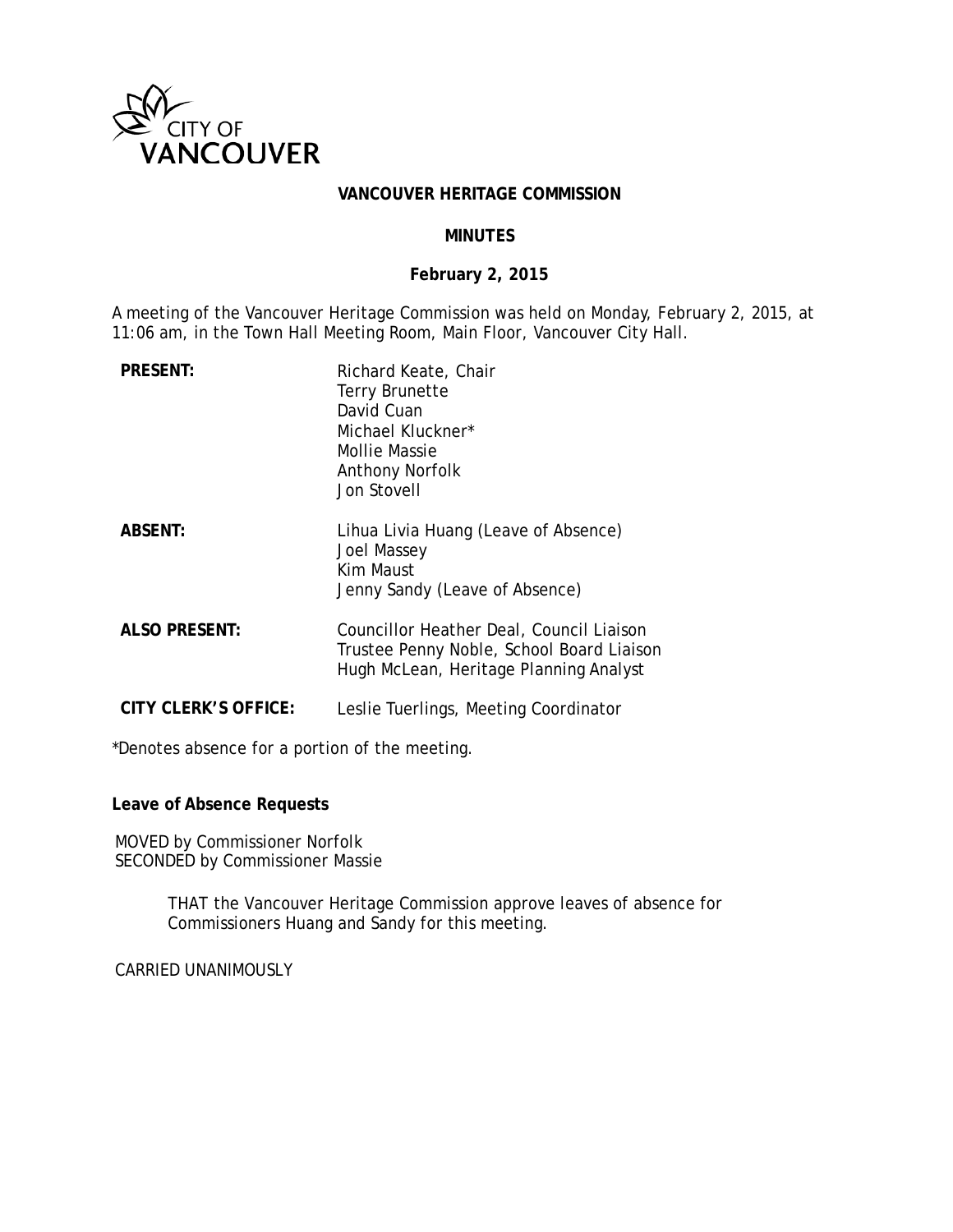CITY OF VANCOUVER

# VANCOUVER HERITAGE COMMISSION

## MINUTES

### February 2, 2015

A meeting of the Vancouver Heritage Commission was held on Monday, February 2, 2015, at 11:06 am, in the Town Hall Meeting Room, Main Floor, Vancouver City Hall.

| | |
|---|---|
| **PRESENT:** | Richard Keate, Chair<br>Terry Brunette<br>David Cuan<br>Michael Kluckner*<br>Mollie Massie<br>Anthony Norfolk<br>Jon Stovell |
| **ABSENT:** | Lihua Livia Huang (Leave of Absence)<br>Joel Massey<br>Kim Maust<br>Jenny Sandy (Leave of Absence) |
| **ALSO PRESENT:** | Councillor Heather Deal, Council Liaison<br>Trustee Penny Noble, School Board Liaison<br>Hugh McLean, Heritage Planning Analyst |
| **CITY CLERK'S OFFICE:** | Leslie Tuerlings, Meeting Coordinator |

*Denotes absence for a portion of the meeting.

**Leave of Absence Requests**

MOVED by Commissioner Norfolk
SECONDED by Commissioner Massie

> THAT the Vancouver Heritage Commission approve leaves of absence for Commissioners Huang and Sandy for this meeting.

CARRIED UNANIMOUSLY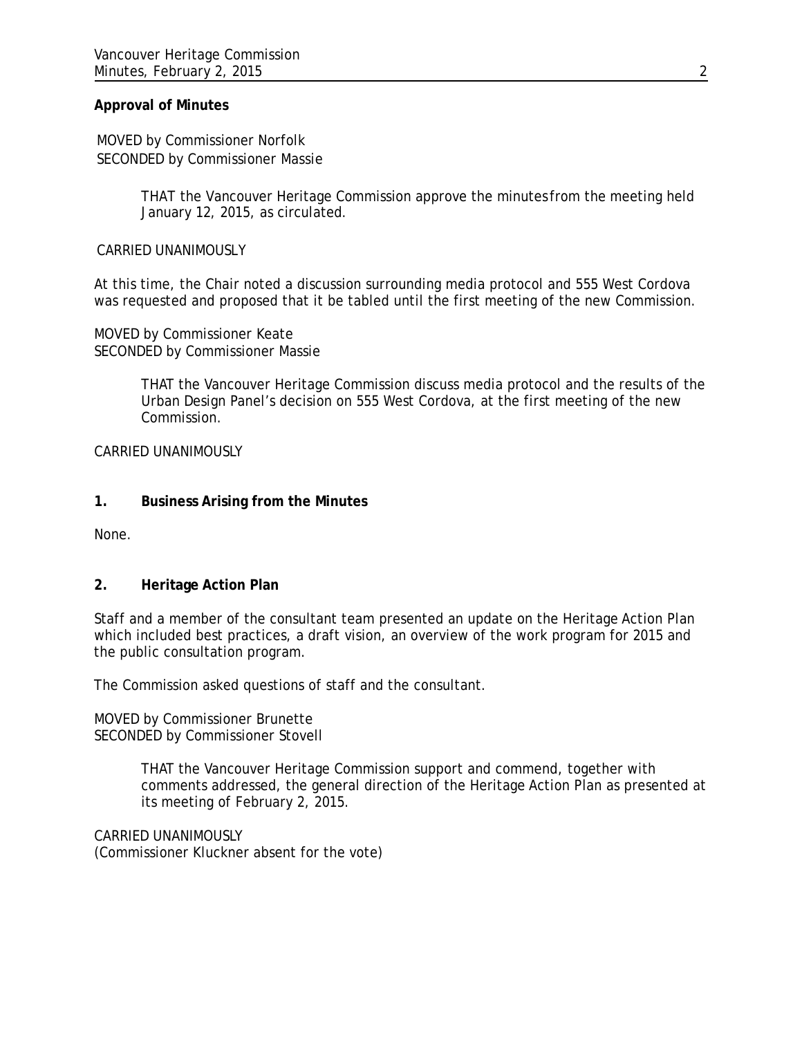**Approval of Minutes**

MOVED by Commissioner Norfolk
SECONDED by Commissioner Massie

> THAT the Vancouver Heritage Commission approve the minutes from the meeting held January 12, 2015, as circulated.

CARRIED UNANIMOUSLY

At this time, the Chair noted a discussion surrounding media protocol and 555 West Cordova was requested and proposed that it be tabled until the first meeting of the new Commission.

MOVED by Commissioner Keate
SECONDED by Commissioner Massie

> THAT the Vancouver Heritage Commission discuss media protocol and the results of the Urban Design Panel's decision on 555 West Cordova, at the first meeting of the new Commission.

CARRIED UNANIMOUSLY

**1. Business Arising from the Minutes**

None.

**2. Heritage Action Plan**

Staff and a member of the consultant team presented an update on the Heritage Action Plan which included best practices, a draft vision, an overview of the work program for 2015 and the public consultation program.

The Commission asked questions of staff and the consultant.

MOVED by Commissioner Brunette
SECONDED by Commissioner Stovell

> THAT the Vancouver Heritage Commission support and commend, together with comments addressed, the general direction of the Heritage Action Plan as presented at its meeting of February 2, 2015.

CARRIED UNANIMOUSLY
(Commissioner Kluckner absent for the vote)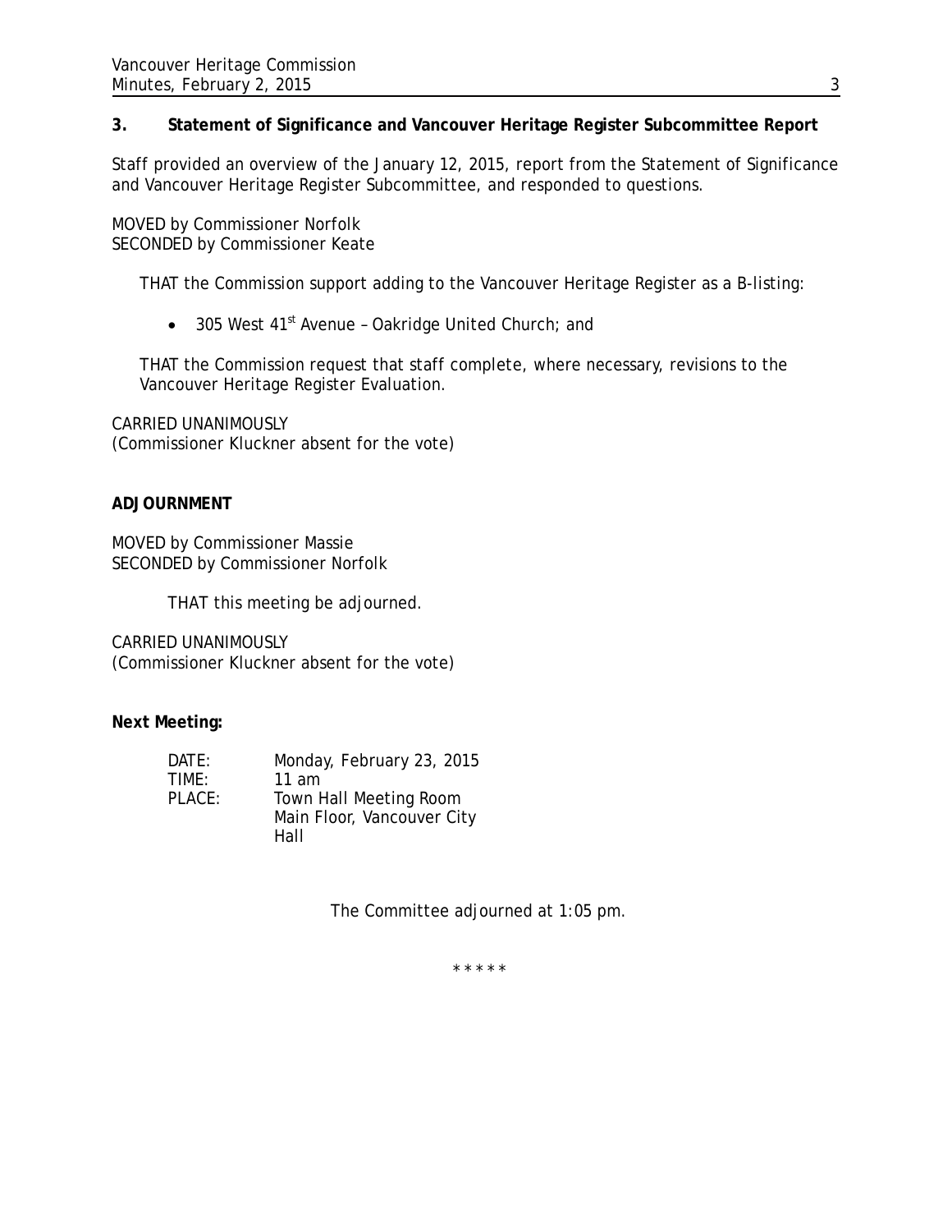### 3. Statement of Significance and Vancouver Heritage Register Subcommittee Report

Staff provided an overview of the January 12, 2015, report from the Statement of Significance and Vancouver Heritage Register Subcommittee, and responded to questions.

MOVED by Commissioner Norfolk
SECONDED by Commissioner Keate

> THAT the Commission support adding to the Vancouver Heritage Register as a B-listing:
>
> - 305 West 41st Avenue – Oakridge United Church; and
>
> THAT the Commission request that staff complete, where necessary, revisions to the Vancouver Heritage Register Evaluation.

CARRIED UNANIMOUSLY
(Commissioner Kluckner absent for the vote)

### ADJOURNMENT

MOVED by Commissioner Massie
SECONDED by Commissioner Norfolk

> THAT this meeting be adjourned.

CARRIED UNANIMOUSLY
(Commissioner Kluckner absent for the vote)

**Next Meeting:**

| | |
|---|---|
| DATE: | Monday, February 23, 2015 |
| TIME: | 11 am |
| PLACE: | Town Hall Meeting Room<br>Main Floor, Vancouver City Hall |

The Committee adjourned at 1:05 pm.

\* \* \* \* \*